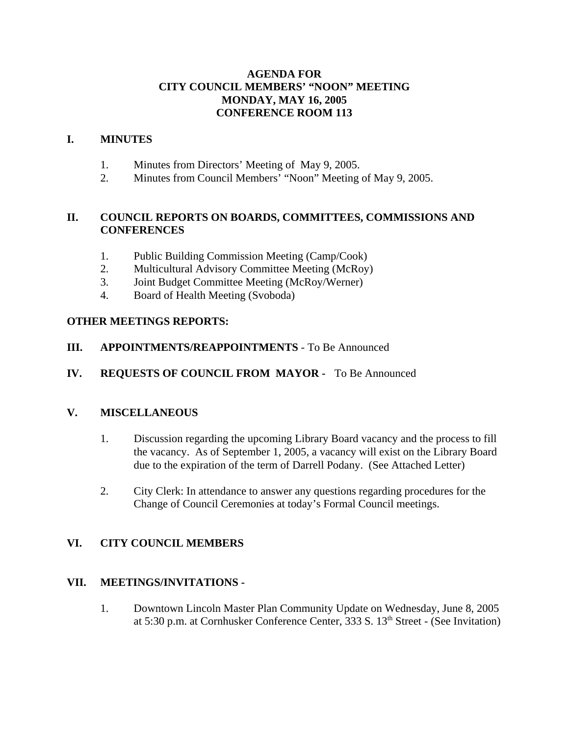# AGENDA FOR CITY COUNCIL MEMBERS' "NOON" MEETING MONDAY, MAY 16, 2005 CONFERENCE ROOM 113

## I. MINUTES

1. Minutes from Directors' Meeting of May 9, 2005.
2. Minutes from Council Members' "Noon" Meeting of May 9, 2005.

## II. COUNCIL REPORTS ON BOARDS, COMMITTEES, COMMISSIONS AND CONFERENCES

1. Public Building Commission Meeting (Camp/Cook)
2. Multicultural Advisory Committee Meeting (McRoy)
3. Joint Budget Committee Meeting (McRoy/Werner)
4. Board of Health Meeting (Svoboda)

**OTHER MEETINGS REPORTS:**

## III. APPOINTMENTS/REAPPOINTMENTS - To Be Announced

## IV. REQUESTS OF COUNCIL FROM MAYOR - To Be Announced

## V. MISCELLANEOUS

1. Discussion regarding the upcoming Library Board vacancy and the process to fill the vacancy. As of September 1, 2005, a vacancy will exist on the Library Board due to the expiration of the term of Darrell Podany. (See Attached Letter)

2. City Clerk: In attendance to answer any questions regarding procedures for the Change of Council Ceremonies at today's Formal Council meetings.

## VI. CITY COUNCIL MEMBERS

## VII. MEETINGS/INVITATIONS -

1. Downtown Lincoln Master Plan Community Update on Wednesday, June 8, 2005 at 5:30 p.m. at Cornhusker Conference Center, 333 S. 13th Street - (See Invitation)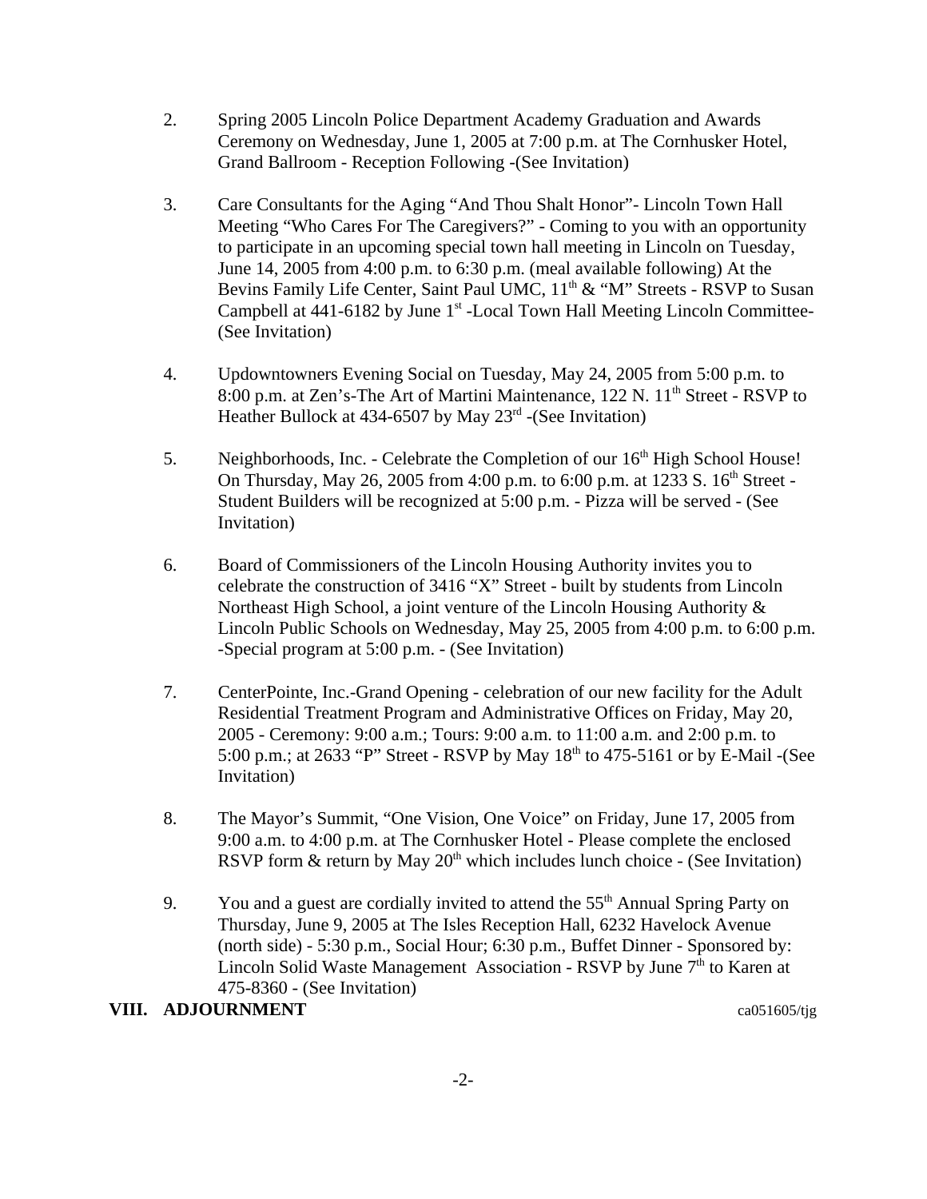2. Spring 2005 Lincoln Police Department Academy Graduation and Awards Ceremony on Wednesday, June 1, 2005 at 7:00 p.m. at The Cornhusker Hotel, Grand Ballroom - Reception Following -(See Invitation)

3. Care Consultants for the Aging "And Thou Shalt Honor"- Lincoln Town Hall Meeting "Who Cares For The Caregivers?" - Coming to you with an opportunity to participate in an upcoming special town hall meeting in Lincoln on Tuesday, June 14, 2005 from 4:00 p.m. to 6:30 p.m. (meal available following) At the Bevins Family Life Center, Saint Paul UMC, 11th & "M" Streets - RSVP to Susan Campbell at 441-6182 by June 1st -Local Town Hall Meeting Lincoln Committee- (See Invitation)

4. Updowntowners Evening Social on Tuesday, May 24, 2005 from 5:00 p.m. to 8:00 p.m. at Zen's-The Art of Martini Maintenance, 122 N. 11th Street - RSVP to Heather Bullock at 434-6507 by May 23rd -(See Invitation)

5. Neighborhoods, Inc. - Celebrate the Completion of our 16th High School House! On Thursday, May 26, 2005 from 4:00 p.m. to 6:00 p.m. at 1233 S. 16th Street - Student Builders will be recognized at 5:00 p.m. - Pizza will be served - (See Invitation)

6. Board of Commissioners of the Lincoln Housing Authority invites you to celebrate the construction of 3416 "X" Street - built by students from Lincoln Northeast High School, a joint venture of the Lincoln Housing Authority & Lincoln Public Schools on Wednesday, May 25, 2005 from 4:00 p.m. to 6:00 p.m. -Special program at 5:00 p.m. - (See Invitation)

7. CenterPointe, Inc.-Grand Opening - celebration of our new facility for the Adult Residential Treatment Program and Administrative Offices on Friday, May 20, 2005 - Ceremony: 9:00 a.m.; Tours: 9:00 a.m. to 11:00 a.m. and 2:00 p.m. to 5:00 p.m.; at 2633 "P" Street - RSVP by May 18th to 475-5161 or by E-Mail -(See Invitation)

8. The Mayor's Summit, "One Vision, One Voice" on Friday, June 17, 2005 from 9:00 a.m. to 4:00 p.m. at The Cornhusker Hotel - Please complete the enclosed RSVP form & return by May 20th which includes lunch choice - (See Invitation)

9. You and a guest are cordially invited to attend the 55th Annual Spring Party on Thursday, June 9, 2005 at The Isles Reception Hall, 6232 Havelock Avenue (north side) - 5:30 p.m., Social Hour; 6:30 p.m., Buffet Dinner - Sponsored by: Lincoln Solid Waste Management Association - RSVP by June 7th to Karen at 475-8360 - (See Invitation)

**VIII. ADJOURNMENT**

ca051605/tjg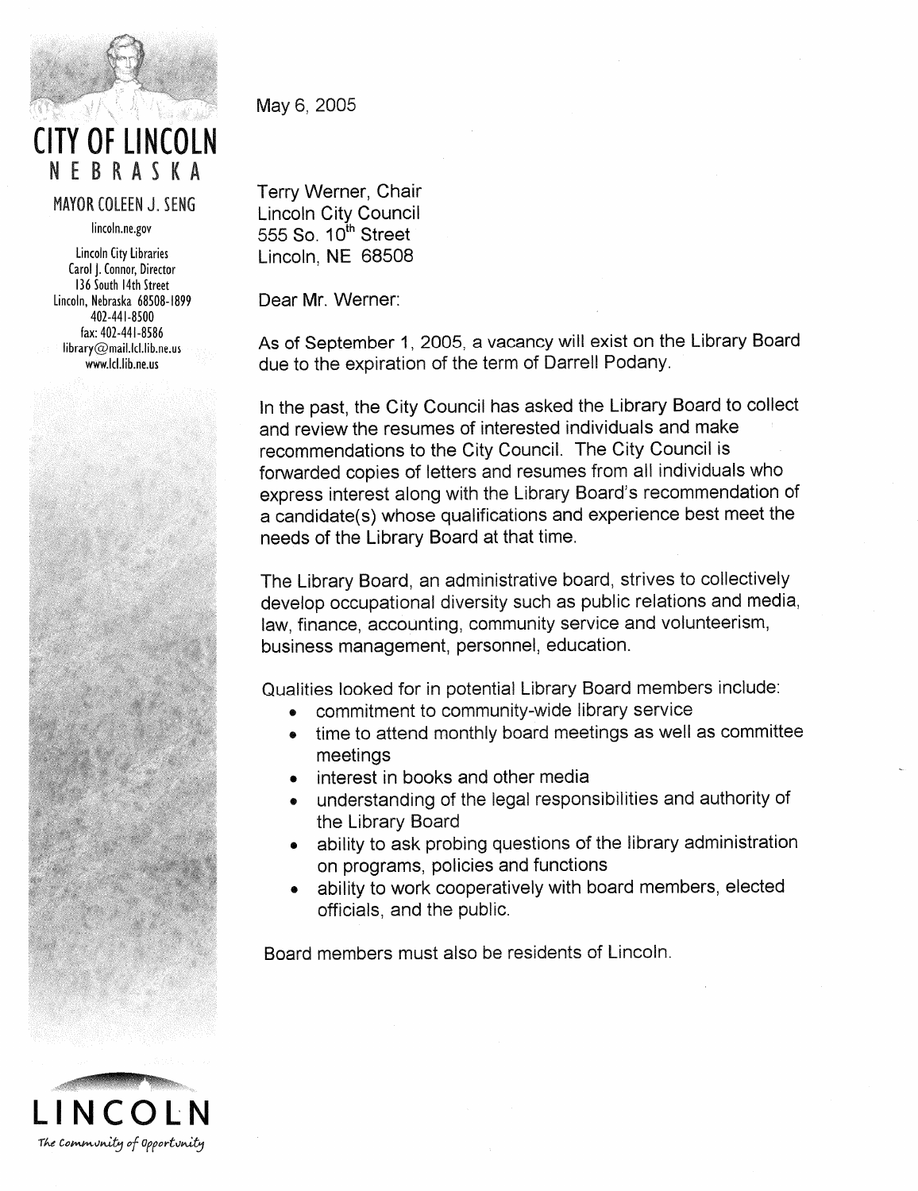# CITY OF LINCOLN
## NEBRASKA

MAYOR COLEEN J. SENG

lincoln.ne.gov

Lincoln City Libraries
Carol J. Connor, Director
136 South 14th Street
Lincoln, Nebraska 68508-1899
402-441-8500
fax: 402-441-8586
library@mail.lcl.lib.ne.us
www.lcl.lib.ne.us

May 6, 2005

Terry Werner, Chair
Lincoln City Council
555 So. 10th Street
Lincoln, NE 68508

Dear Mr. Werner:

As of September 1, 2005, a vacancy will exist on the Library Board due to the expiration of the term of Darrell Podany.

In the past, the City Council has asked the Library Board to collect and review the resumes of interested individuals and make recommendations to the City Council. The City Council is forwarded copies of letters and resumes from all individuals who express interest along with the Library Board's recommendation of a candidate(s) whose qualifications and experience best meet the needs of the Library Board at that time.

The Library Board, an administrative board, strives to collectively develop occupational diversity such as public relations and media, law, finance, accounting, community service and volunteerism, business management, personnel, education.

Qualities looked for in potential Library Board members include:

- commitment to community-wide library service
- time to attend monthly board meetings as well as committee meetings
- interest in books and other media
- understanding of the legal responsibilities and authority of the Library Board
- ability to ask probing questions of the library administration on programs, policies and functions
- ability to work cooperatively with board members, elected officials, and the public.

Board members must also be residents of Lincoln.

LINCOLN
*The Community of Opportunity*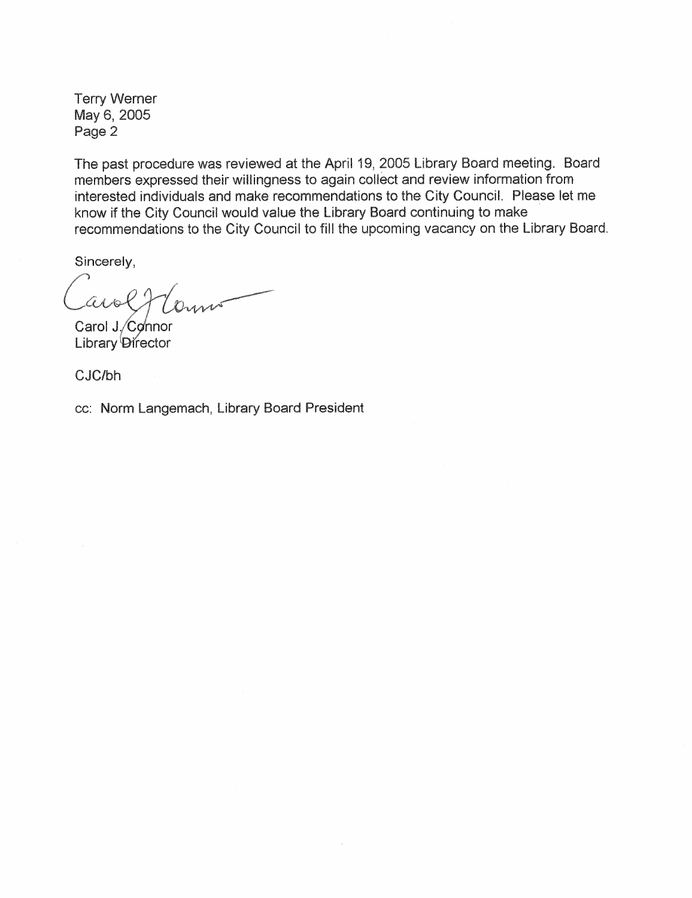The past procedure was reviewed at the April 19, 2005 Library Board meeting. Board members expressed their willingness to again collect and review information from interested individuals and make recommendations to the City Council. Please let me know if the City Council would value the Library Board continuing to make recommendations to the City Council to fill the upcoming vacancy on the Library Board.

Sincerely,

Carol J. Connor
Library Director

CJC/bh

cc: Norm Langemach, Library Board President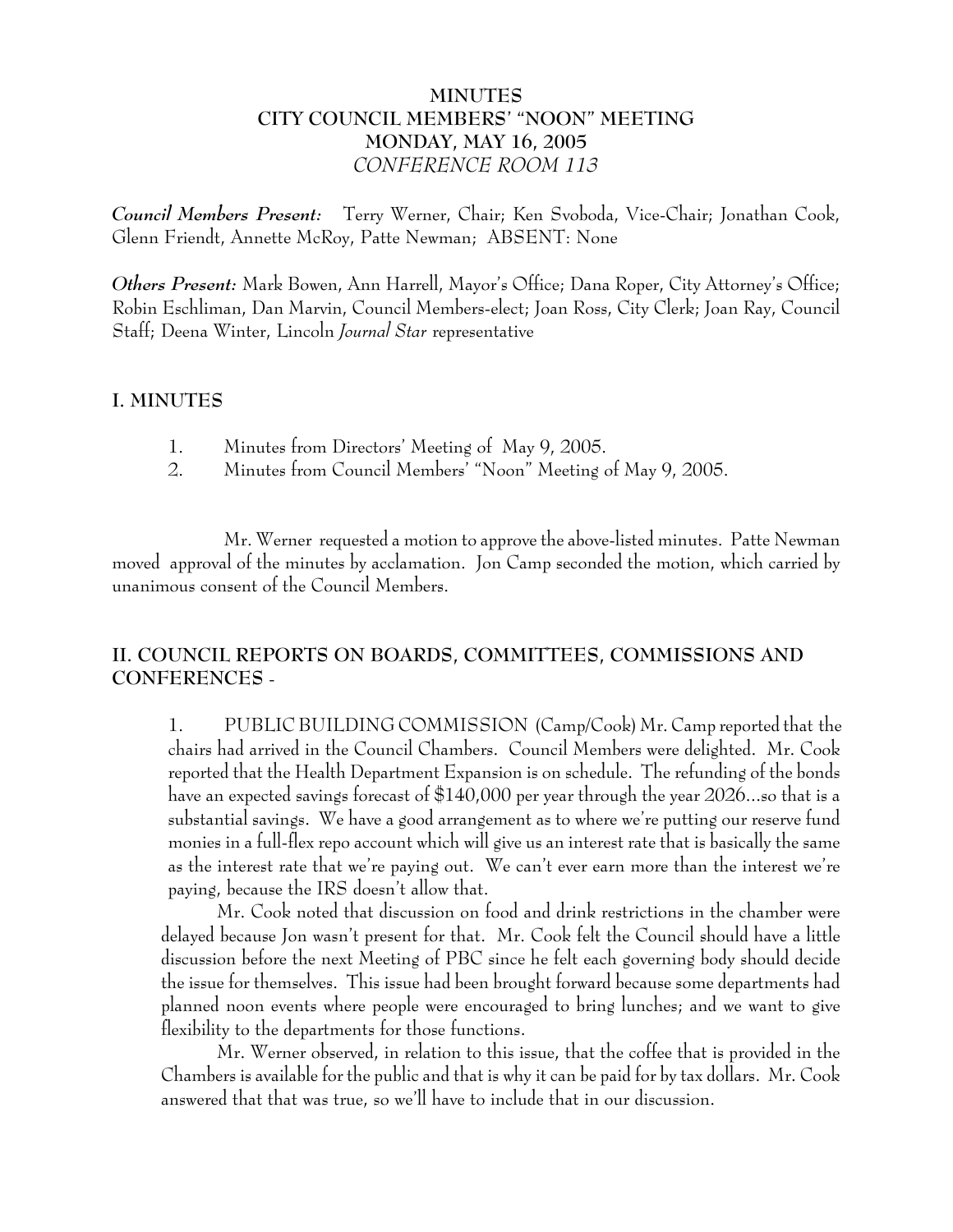# MINUTES
# CITY COUNCIL MEMBERS' "NOON" MEETING
# MONDAY, MAY 16, 2005
# *CONFERENCE ROOM 113*

***Council Members Present:*** Terry Werner, Chair; Ken Svoboda, Vice-Chair; Jonathan Cook, Glenn Friendt, Annette McRoy, Patte Newman; ABSENT: None

***Others Present:*** Mark Bowen, Ann Harrell, Mayor's Office; Dana Roper, City Attorney's Office; Robin Eschliman, Dan Marvin, Council Members-elect; Joan Ross, City Clerk; Joan Ray, Council Staff; Deena Winter, Lincoln *Journal Star* representative

## I. MINUTES

1. Minutes from Directors' Meeting of May 9, 2005.
2. Minutes from Council Members' "Noon" Meeting of May 9, 2005.

Mr. Werner requested a motion to approve the above-listed minutes. Patte Newman moved approval of the minutes by acclamation. Jon Camp seconded the motion, which carried by unanimous consent of the Council Members.

## II. COUNCIL REPORTS ON BOARDS, COMMITTEES, COMMISSIONS AND CONFERENCES -

1. PUBLIC BUILDING COMMISSION (Camp/Cook) Mr. Camp reported that the chairs had arrived in the Council Chambers. Council Members were delighted. Mr. Cook reported that the Health Department Expansion is on schedule. The refunding of the bonds have an expected savings forecast of $140,000 per year through the year 2026...so that is a substantial savings. We have a good arrangement as to where we're putting our reserve fund monies in a full-flex repo account which will give us an interest rate that is basically the same as the interest rate that we're paying out. We can't ever earn more than the interest we're paying, because the IRS doesn't allow that.

Mr. Cook noted that discussion on food and drink restrictions in the chamber were delayed because Jon wasn't present for that. Mr. Cook felt the Council should have a little discussion before the next Meeting of PBC since he felt each governing body should decide the issue for themselves. This issue had been brought forward because some departments had planned noon events where people were encouraged to bring lunches; and we want to give flexibility to the departments for those functions.

Mr. Werner observed, in relation to this issue, that the coffee that is provided in the Chambers is available for the public and that is why it can be paid for by tax dollars. Mr. Cook answered that that was true, so we'll have to include that in our discussion.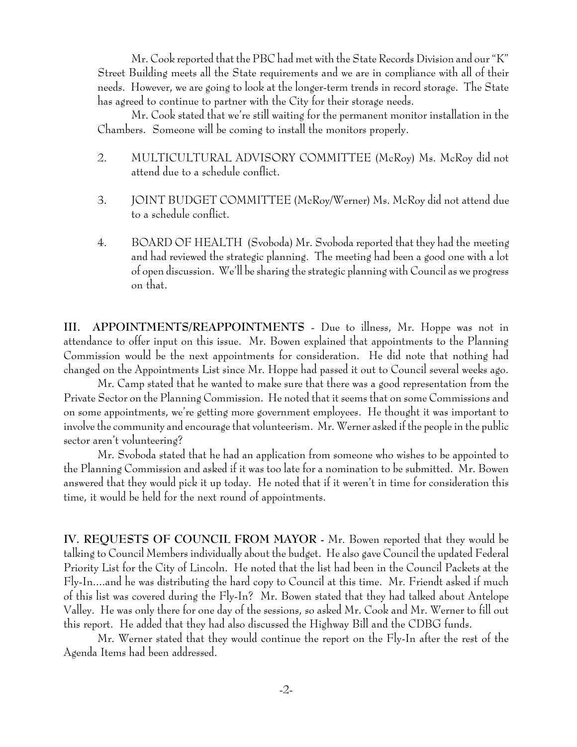Mr. Cook reported that the PBC had met with the State Records Division and our "K" Street Building meets all the State requirements and we are in compliance with all of their needs. However, we are going to look at the longer-term trends in record storage. The State has agreed to continue to partner with the City for their storage needs.

Mr. Cook stated that we're still waiting for the permanent monitor installation in the Chambers. Someone will be coming to install the monitors properly.

2. MULTICULTURAL ADVISORY COMMITTEE (McRoy) Ms. McRoy did not attend due to a schedule conflict.

3. JOINT BUDGET COMMITTEE (McRoy/Werner) Ms. McRoy did not attend due to a schedule conflict.

4. BOARD OF HEALTH (Svoboda) Mr. Svoboda reported that they had the meeting and had reviewed the strategic planning. The meeting had been a good one with a lot of open discussion. We'll be sharing the strategic planning with Council as we progress on that.

**III. APPOINTMENTS/REAPPOINTMENTS** - Due to illness, Mr. Hoppe was not in attendance to offer input on this issue. Mr. Bowen explained that appointments to the Planning Commission would be the next appointments for consideration. He did note that nothing had changed on the Appointments List since Mr. Hoppe had passed it out to Council several weeks ago.

Mr. Camp stated that he wanted to make sure that there was a good representation from the Private Sector on the Planning Commission. He noted that it seems that on some Commissions and on some appointments, we're getting more government employees. He thought it was important to involve the community and encourage that volunteerism. Mr. Werner asked if the people in the public sector aren't volunteering?

Mr. Svoboda stated that he had an application from someone who wishes to be appointed to the Planning Commission and asked if it was too late for a nomination to be submitted. Mr. Bowen answered that they would pick it up today. He noted that if it weren't in time for consideration this time, it would be held for the next round of appointments.

**IV. REQUESTS OF COUNCIL FROM MAYOR** - Mr. Bowen reported that they would be talking to Council Members individually about the budget. He also gave Council the updated Federal Priority List for the City of Lincoln. He noted that the list had been in the Council Packets at the Fly-In....and he was distributing the hard copy to Council at this time. Mr. Friendt asked if much of this list was covered during the Fly-In? Mr. Bowen stated that they had talked about Antelope Valley. He was only there for one day of the sessions, so asked Mr. Cook and Mr. Werner to fill out this report. He added that they had also discussed the Highway Bill and the CDBG funds.

Mr. Werner stated that they would continue the report on the Fly-In after the rest of the Agenda Items had been addressed.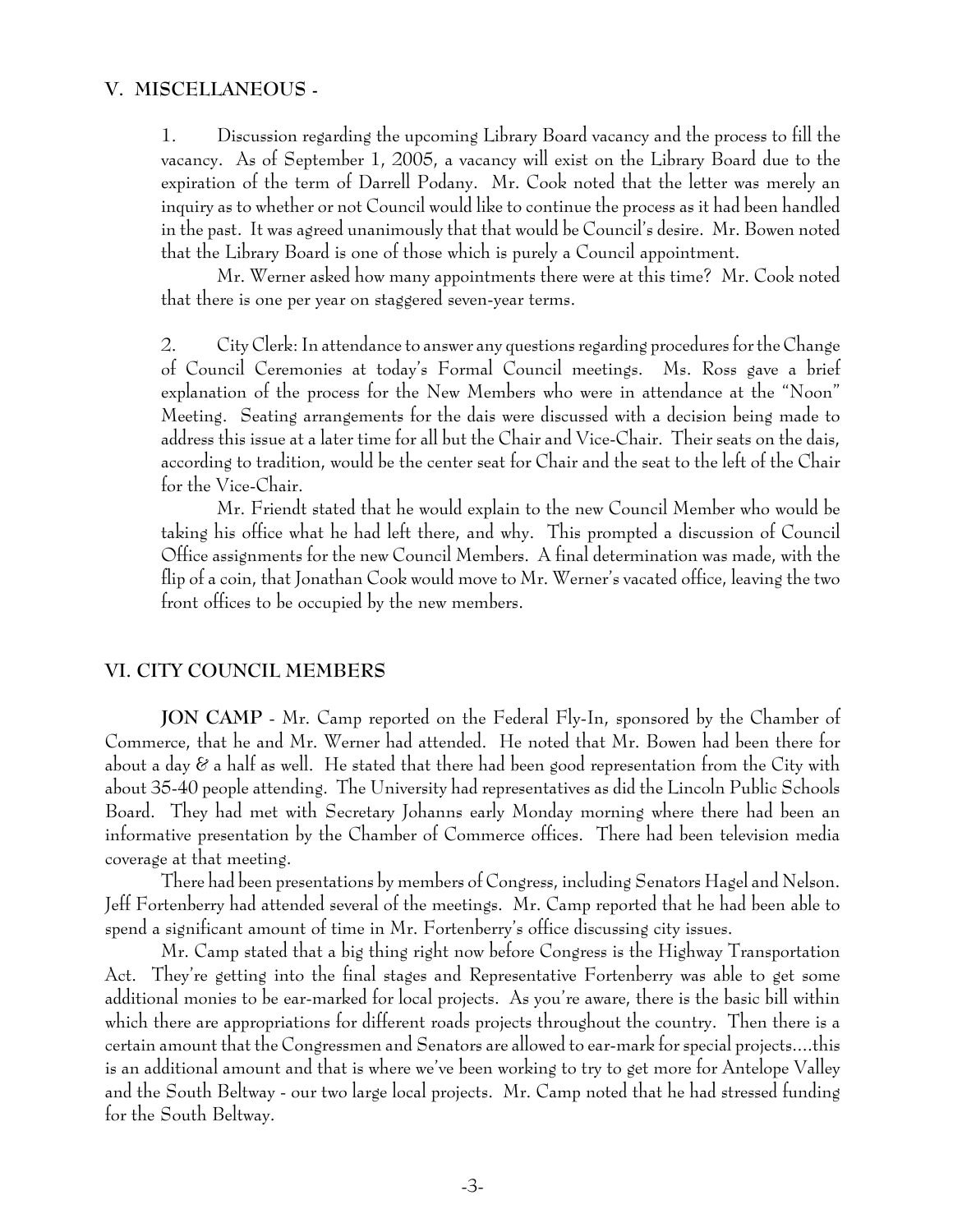## V. MISCELLANEOUS -

1. Discussion regarding the upcoming Library Board vacancy and the process to fill the vacancy. As of September 1, 2005, a vacancy will exist on the Library Board due to the expiration of the term of Darrell Podany. Mr. Cook noted that the letter was merely an inquiry as to whether or not Council would like to continue the process as it had been handled in the past. It was agreed unanimously that that would be Council's desire. Mr. Bowen noted that the Library Board is one of those which is purely a Council appointment.

   Mr. Werner asked how many appointments there were at this time? Mr. Cook noted that there is one per year on staggered seven-year terms.

2. City Clerk: In attendance to answer any questions regarding procedures for the Change of Council Ceremonies at today's Formal Council meetings. Ms. Ross gave a brief explanation of the process for the New Members who were in attendance at the "Noon" Meeting. Seating arrangements for the dais were discussed with a decision being made to address this issue at a later time for all but the Chair and Vice-Chair. Their seats on the dais, according to tradition, would be the center seat for Chair and the seat to the left of the Chair for the Vice-Chair.

   Mr. Friendt stated that he would explain to the new Council Member who would be taking his office what he had left there, and why. This prompted a discussion of Council Office assignments for the new Council Members. A final determination was made, with the flip of a coin, that Jonathan Cook would move to Mr. Werner's vacated office, leaving the two front offices to be occupied by the new members.

## VI. CITY COUNCIL MEMBERS

**JON CAMP** - Mr. Camp reported on the Federal Fly-In, sponsored by the Chamber of Commerce, that he and Mr. Werner had attended. He noted that Mr. Bowen had been there for about a day & a half as well. He stated that there had been good representation from the City with about 35-40 people attending. The University had representatives as did the Lincoln Public Schools Board. They had met with Secretary Johanns early Monday morning where there had been an informative presentation by the Chamber of Commerce offices. There had been television media coverage at that meeting.

There had been presentations by members of Congress, including Senators Hagel and Nelson. Jeff Fortenberry had attended several of the meetings. Mr. Camp reported that he had been able to spend a significant amount of time in Mr. Fortenberry's office discussing city issues.

Mr. Camp stated that a big thing right now before Congress is the Highway Transportation Act. They're getting into the final stages and Representative Fortenberry was able to get some additional monies to be ear-marked for local projects. As you're aware, there is the basic bill within which there are appropriations for different roads projects throughout the country. Then there is a certain amount that the Congressmen and Senators are allowed to ear-mark for special projects....this is an additional amount and that is where we've been working to try to get more for Antelope Valley and the South Beltway - our two large local projects. Mr. Camp noted that he had stressed funding for the South Beltway.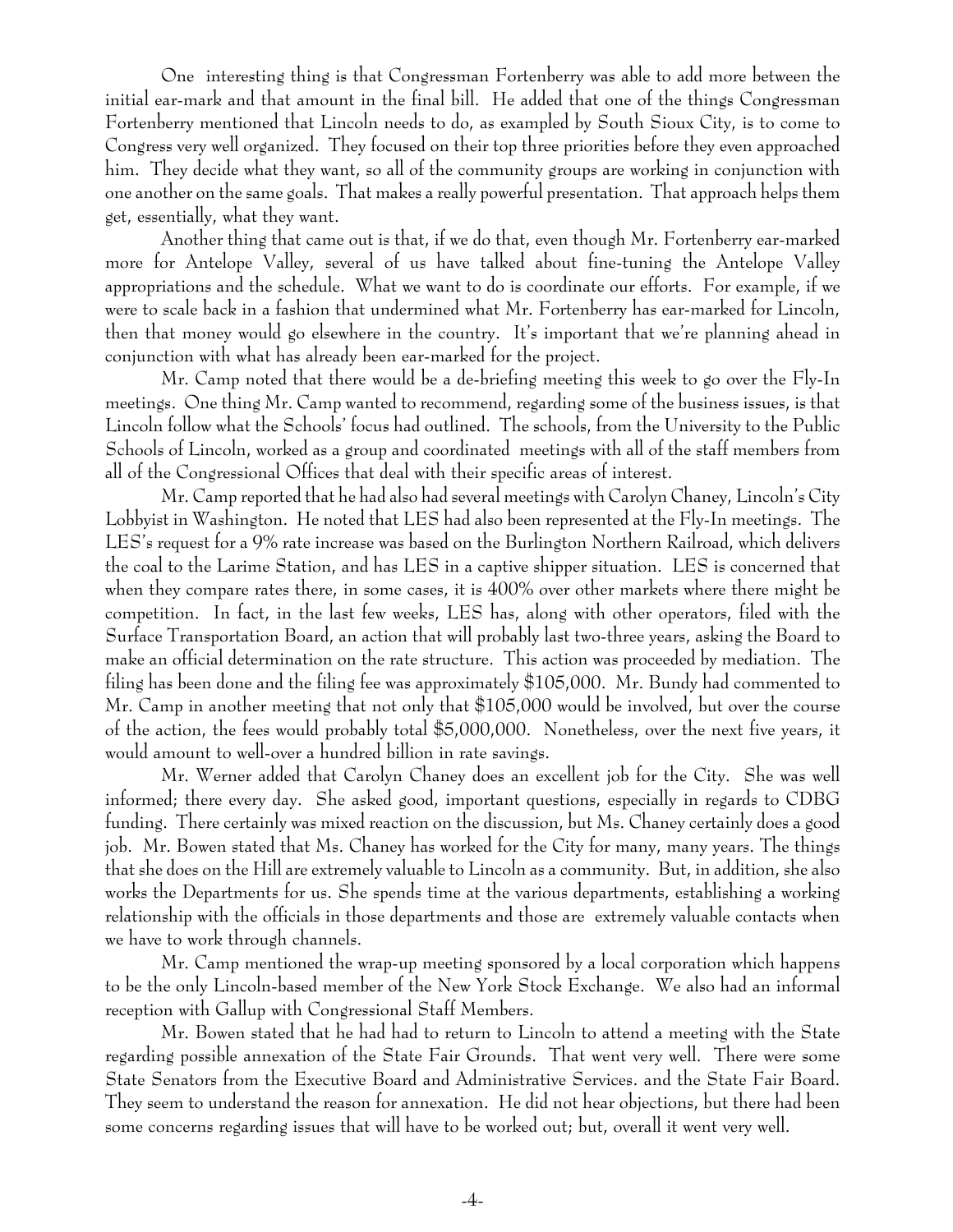One interesting thing is that Congressman Fortenberry was able to add more between the initial ear-mark and that amount in the final bill. He added that one of the things Congressman Fortenberry mentioned that Lincoln needs to do, as exampled by South Sioux City, is to come to Congress very well organized. They focused on their top three priorities before they even approached him. They decide what they want, so all of the community groups are working in conjunction with one another on the same goals. That makes a really powerful presentation. That approach helps them get, essentially, what they want.

Another thing that came out is that, if we do that, even though Mr. Fortenberry ear-marked more for Antelope Valley, several of us have talked about fine-tuning the Antelope Valley appropriations and the schedule. What we want to do is coordinate our efforts. For example, if we were to scale back in a fashion that undermined what Mr. Fortenberry has ear-marked for Lincoln, then that money would go elsewhere in the country. It's important that we're planning ahead in conjunction with what has already been ear-marked for the project.

Mr. Camp noted that there would be a de-briefing meeting this week to go over the Fly-In meetings. One thing Mr. Camp wanted to recommend, regarding some of the business issues, is that Lincoln follow what the Schools' focus had outlined. The schools, from the University to the Public Schools of Lincoln, worked as a group and coordinated meetings with all of the staff members from all of the Congressional Offices that deal with their specific areas of interest.

Mr. Camp reported that he had also had several meetings with Carolyn Chaney, Lincoln's City Lobbyist in Washington. He noted that LES had also been represented at the Fly-In meetings. The LES's request for a 9% rate increase was based on the Burlington Northern Railroad, which delivers the coal to the Larime Station, and has LES in a captive shipper situation. LES is concerned that when they compare rates there, in some cases, it is 400% over other markets where there might be competition. In fact, in the last few weeks, LES has, along with other operators, filed with the Surface Transportation Board, an action that will probably last two-three years, asking the Board to make an official determination on the rate structure. This action was proceeded by mediation. The filing has been done and the filing fee was approximately $105,000. Mr. Bundy had commented to Mr. Camp in another meeting that not only that $105,000 would be involved, but over the course of the action, the fees would probably total $5,000,000. Nonetheless, over the next five years, it would amount to well-over a hundred billion in rate savings.

Mr. Werner added that Carolyn Chaney does an excellent job for the City. She was well informed; there every day. She asked good, important questions, especially in regards to CDBG funding. There certainly was mixed reaction on the discussion, but Ms. Chaney certainly does a good job. Mr. Bowen stated that Ms. Chaney has worked for the City for many, many years. The things that she does on the Hill are extremely valuable to Lincoln as a community. But, in addition, she also works the Departments for us. She spends time at the various departments, establishing a working relationship with the officials in those departments and those are extremely valuable contacts when we have to work through channels.

Mr. Camp mentioned the wrap-up meeting sponsored by a local corporation which happens to be the only Lincoln-based member of the New York Stock Exchange. We also had an informal reception with Gallup with Congressional Staff Members.

Mr. Bowen stated that he had had to return to Lincoln to attend a meeting with the State regarding possible annexation of the State Fair Grounds. That went very well. There were some State Senators from the Executive Board and Administrative Services. and the State Fair Board. They seem to understand the reason for annexation. He did not hear objections, but there had been some concerns regarding issues that will have to be worked out; but, overall it went very well.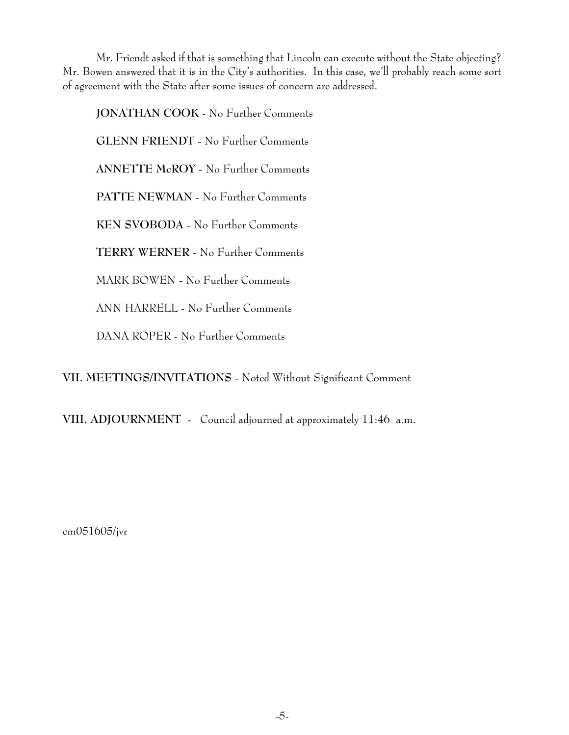Mr. Friendt asked if that is something that Lincoln can execute without the State objecting? Mr. Bowen answered that it is in the City's authorities. In this case, we'll probably reach some sort of agreement with the State after some issues of concern are addressed.

**JONATHAN COOK** - No Further Comments

**GLENN FRIENDT** - No Further Comments

**ANNETTE McROY** - No Further Comments

**PATTE NEWMAN** - No Further Comments

**KEN SVOBODA** - No Further Comments

**TERRY WERNER** - No Further Comments

MARK BOWEN - No Further Comments

ANN HARRELL - No Further Comments

DANA ROPER - No Further Comments

**VII. MEETINGS/INVITATIONS** - Noted Without Significant Comment

**VIII. ADJOURNMENT** - Council adjourned at approximately 11:46 a.m.

cm051605/jvr